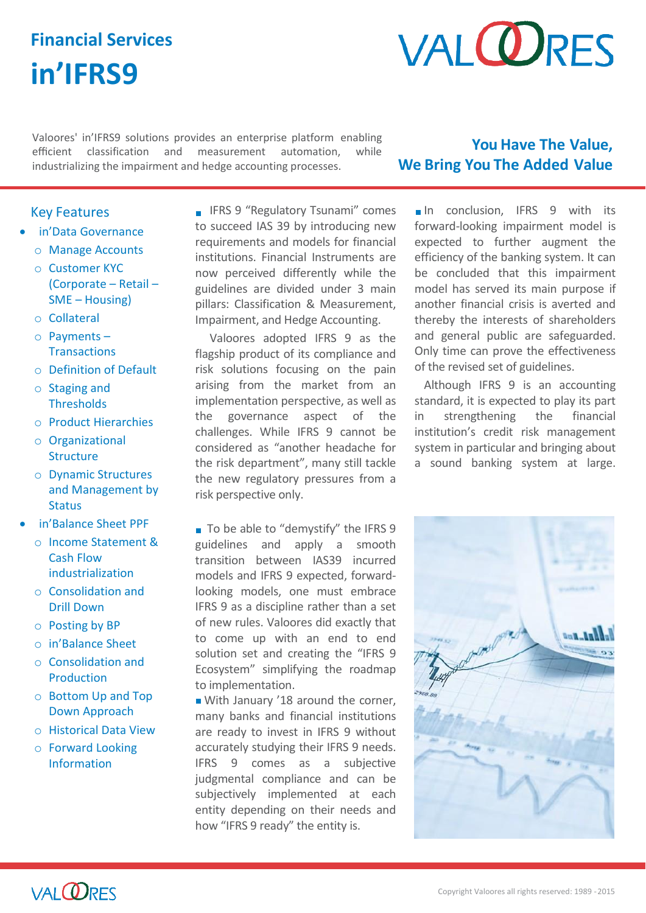# Financial Services

# in'IFRS9

VALOORES

Valoores' in'IFRS9 solutions provides an enterprise platform enabling efficient classification and measurement automation, while industrializing the impairment and hedge accounting processes.

**You Have The Value, We Bring You The Added Value**

## Key Features

- in'Data Governance
  - Manage Accounts
  - Customer KYC (Corporate – Retail – SME – Housing)
  - Collateral
  - Payments – Transactions
  - Definition of Default
  - Staging and Thresholds
  - Product Hierarchies
  - Organizational Structure
  - Dynamic Structures and Management by Status
- in'Balance Sheet PPF
  - Income Statement & Cash Flow industrialization
  - Consolidation and Drill Down
  - Posting by BP
  - in'Balance Sheet
  - Consolidation and Production
  - Bottom Up and Top Down Approach
  - Historical Data View
  - Forward Looking Information

▪ IFRS 9 "Regulatory Tsunami" comes to succeed IAS 39 by introducing new requirements and models for financial institutions. Financial Instruments are now perceived differently while the guidelines are divided under 3 main pillars: Classification & Measurement, Impairment, and Hedge Accounting.

Valoores adopted IFRS 9 as the flagship product of its compliance and risk solutions focusing on the pain arising from the market from an implementation perspective, as well as the governance aspect of the challenges. While IFRS 9 cannot be considered as "another headache for the risk department", many still tackle the new regulatory pressures from a risk perspective only.

▪ To be able to "demystify" the IFRS 9 guidelines and apply a smooth transition between IAS39 incurred models and IFRS 9 expected, forward-looking models, one must embrace IFRS 9 as a discipline rather than a set of new rules. Valoores did exactly that to come up with an end to end solution set and creating the "IFRS 9 Ecosystem" simplifying the roadmap to implementation.

▪ With January '18 around the corner, many banks and financial institutions are ready to invest in IFRS 9 without accurately studying their IFRS 9 needs. IFRS 9 comes as a subjective judgmental compliance and can be subjectively implemented at each entity depending on their needs and how "IFRS 9 ready" the entity is.

▪ In conclusion, IFRS 9 with its forward-looking impairment model is expected to further augment the efficiency of the banking system. It can be concluded that this impairment model has served its main purpose if another financial crisis is averted and thereby the interests of shareholders and general public are safeguarded. Only time can prove the effectiveness of the revised set of guidelines.

Although IFRS 9 is an accounting standard, it is expected to play its part in strengthening the financial institution's credit risk management system in particular and bringing about a sound banking system at large.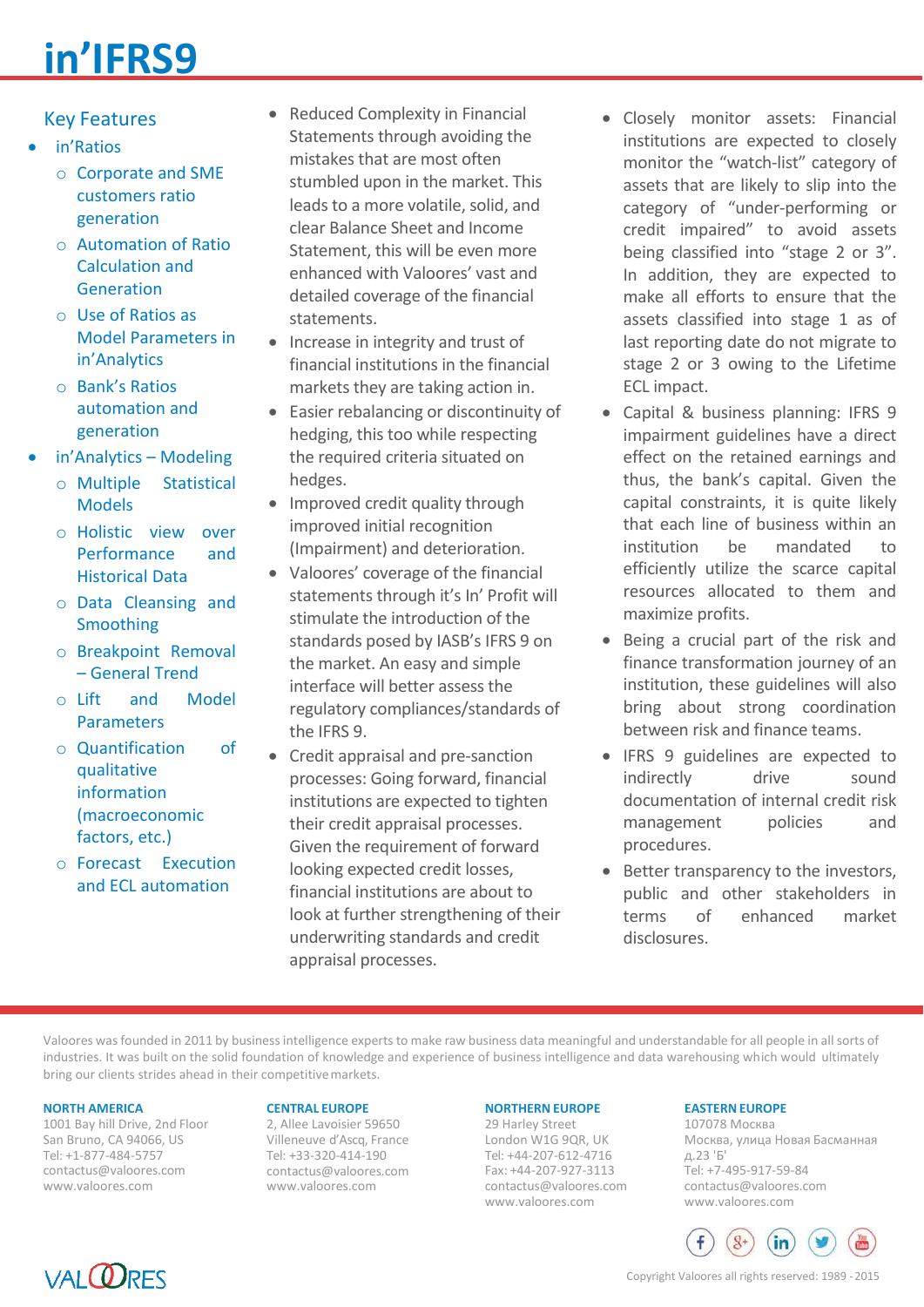# in'IFRS9

## Key Features

- in'Ratios
  - Corporate and SME customers ratio generation
  - Automation of Ratio Calculation and Generation
  - Use of Ratios as Model Parameters in in'Analytics
  - Bank's Ratios automation and generation
- in'Analytics – Modeling
  - Multiple Statistical Models
  - Holistic view over Performance and Historical Data
  - Data Cleansing and Smoothing
  - Breakpoint Removal – General Trend
  - Lift and Model Parameters
  - Quantification of qualitative information (macroeconomic factors, etc.)
  - Forecast Execution and ECL automation

- Reduced Complexity in Financial Statements through avoiding the mistakes that are most often stumbled upon in the market. This leads to a more volatile, solid, and clear Balance Sheet and Income Statement, this will be even more enhanced with Valoores' vast and detailed coverage of the financial statements.
- Increase in integrity and trust of financial institutions in the financial markets they are taking action in.
- Easier rebalancing or discontinuity of hedging, this too while respecting the required criteria situated on hedges.
- Improved credit quality through improved initial recognition (Impairment) and deterioration.
- Valoores' coverage of the financial statements through it's In' Profit will stimulate the introduction of the standards posed by IASB's IFRS 9 on the market. An easy and simple interface will better assess the regulatory compliances/standards of the IFRS 9.
- Credit appraisal and pre-sanction processes: Going forward, financial institutions are expected to tighten their credit appraisal processes. Given the requirement of forward looking expected credit losses, financial institutions are about to look at further strengthening of their underwriting standards and credit appraisal processes.

- Closely monitor assets: Financial institutions are expected to closely monitor the "watch-list" category of assets that are likely to slip into the category of "under-performing or credit impaired" to avoid assets being classified into "stage 2 or 3". In addition, they are expected to make all efforts to ensure that the assets classified into stage 1 as of last reporting date do not migrate to stage 2 or 3 owing to the Lifetime ECL impact.
- Capital & business planning: IFRS 9 impairment guidelines have a direct effect on the retained earnings and thus, the bank's capital. Given the capital constraints, it is quite likely that each line of business within an institution be mandated to efficiently utilize the scarce capital resources allocated to them and maximize profits.
- Being a crucial part of the risk and finance transformation journey of an institution, these guidelines will also bring about strong coordination between risk and finance teams.
- IFRS 9 guidelines are expected to indirectly drive sound documentation of internal credit risk management policies and procedures.
- Better transparency to the investors, public and other stakeholders in terms of enhanced market disclosures.

Valoores was founded in 2011 by business intelligence experts to make raw business data meaningful and understandable for all people in all sorts of industries. It was built on the solid foundation of knowledge and experience of business intelligence and data warehousing which would ultimately bring our clients strides ahead in their competitive markets.

**NORTH AMERICA**
1001 Bay hill Drive, 2nd Floor
San Bruno, CA 94066, US
Tel: +1-877-484-5757
contactus@valoores.com
www.valoores.com

**CENTRAL EUROPE**
2, Allee Lavoisier 59650
Villeneuve d'Ascq, France
Tel: +33-320-414-190
contactus@valoores.com
www.valoores.com

**NORTHERN EUROPE**
29 Harley Street
London W1G 9QR, UK
Tel: +44-207-612-4716
Fax: +44-207-927-3113
contactus@valoores.com
www.valoores.com

**EASTERN EUROPE**
107078 Москва
Москва, улица Новая Басманная д.23 'Б'
Tel: +7-495-917-59-84
contactus@valoores.com
www.valoores.com

VALOORES

Copyright Valoores all rights reserved: 1989 - 2015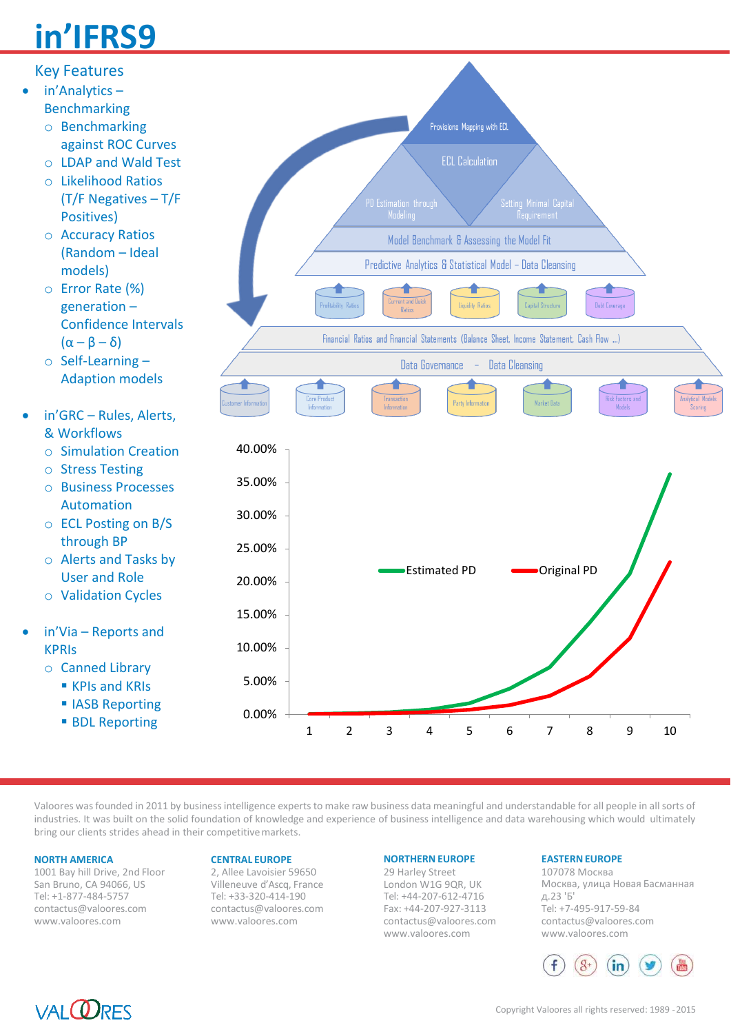# in'IFRS9

## Key Features

- in'Analytics – Benchmarking
  - Benchmarking against ROC Curves
  - LDAP and Wald Test
  - Likelihood Ratios (T/F Negatives – T/F Positives)
  - Accuracy Ratios (Random – Ideal models)
  - Error Rate (%) generation – Confidence Intervals ($\alpha - \beta - \delta$)
  - Self-Learning – Adaption models

- in'GRC – Rules, Alerts, & Workflows
  - Simulation Creation
  - Stress Testing
  - Business Processes Automation
  - ECL Posting on B/S through BP
  - Alerts and Tasks by User and Role
  - Validation Cycles

- in'Via – Reports and KPRIs
  - Canned Library
    - KPIs and KRIs
    - IASB Reporting
    - BDL Reporting

Provisions Mapping with ECL

ECL Calculation

PD Estimation through Modeling

Setting Minimal Capital Requirement

Model Benchmark & Assessing the Model Fit

Predictive Analytics & Statistical Model – Data Cleansing

Profitability Ratios

Current and Quick Ratios

Liquidity Ratios

Capital Structure

Debt Coverage

Financial Ratios and Financial Statements (Balance Sheet, Income Statement, Cash Flow ...)

Data Governance – Data Cleansing

Customer Information

Core Product Information

Transaction Information

Party Information

Market Data

Risk Factors and Models

Analytical Models Scoring

40.00%
35.00%
30.00%
25.00%
20.00%
15.00%
10.00%
5.00%
0.00%

1 2 3 4 5 6 7 8 9 10

Estimated PD
Original PD

Valoores was founded in 2011 by business intelligence experts to make raw business data meaningful and understandable for all people in all sorts of industries. It was built on the solid foundation of knowledge and experience of business intelligence and data warehousing which would ultimately bring our clients strides ahead in their competitive markets.

**NORTH AMERICA**
1001 Bay hill Drive, 2nd Floor
San Bruno, CA 94066, US
Tel: +1-877-484-5757
contactus@valoores.com
www.valoores.com

**CENTRAL EUROPE**
2, Allee Lavoisier 59650
Villeneuve d'Ascq, France
Tel: +33-320-414-190
contactus@valoores.com
www.valoores.com

**NORTHERN EUROPE**
29 Harley Street
London W1G 9QR, UK
Tel: +44-207-612-4716
Fax: +44-207-927-3113
contactus@valoores.com
www.valoores.com

**EASTERN EUROPE**
107078 Москва
Москва, улица Новая Басманная д.23 'Б'
Tel: +7-495-917-59-84
contactus@valoores.com
www.valoores.com

VALOORES

Copyright Valoores all rights reserved: 1989 - 2015